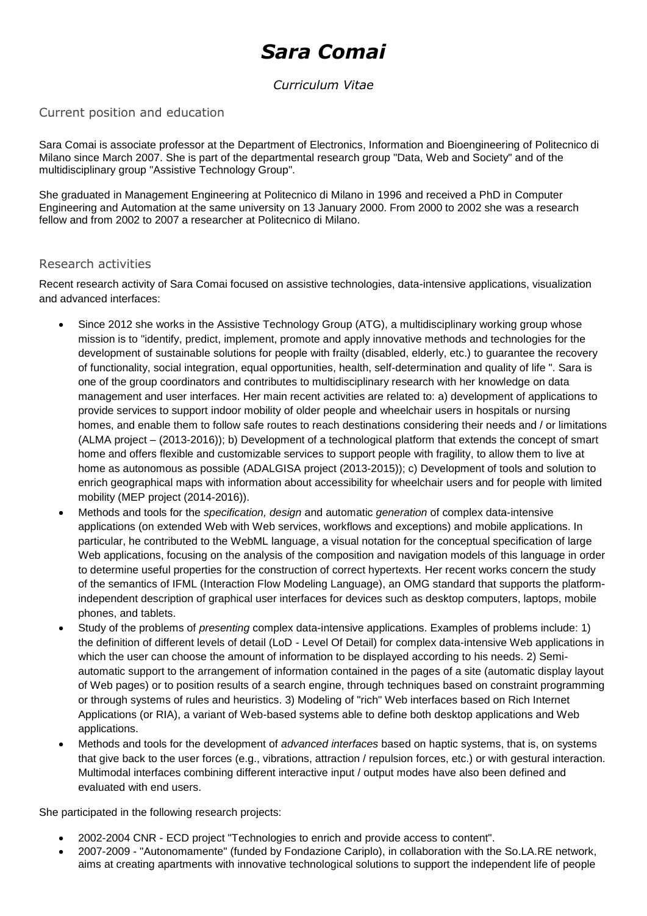# *Sara Comai*

*Curriculum Vitae*

## Current position and education

Sara Comai is associate professor at the Department of Electronics, Information and Bioengineering of Politecnico di Milano since March 2007. She is part of the departmental research group "Data, Web and Society" and of the multidisciplinary group "Assistive Technology Group".

She graduated in Management Engineering at Politecnico di Milano in 1996 and received a PhD in Computer Engineering and Automation at the same university on 13 January 2000. From 2000 to 2002 she was a research fellow and from 2002 to 2007 a researcher at Politecnico di Milano.

## Research activities

Recent research activity of Sara Comai focused on assistive technologies, data-intensive applications, visualization and advanced interfaces:

- Since 2012 she works in the Assistive Technology Group (ATG), a multidisciplinary working group whose mission is to "identify, predict, implement, promote and apply innovative methods and technologies for the development of sustainable solutions for people with frailty (disabled, elderly, etc.) to guarantee the recovery of functionality, social integration, equal opportunities, health, self-determination and quality of life ". Sara is one of the group coordinators and contributes to multidisciplinary research with her knowledge on data management and user interfaces. Her main recent activities are related to: a) development of applications to provide services to support indoor mobility of older people and wheelchair users in hospitals or nursing homes, and enable them to follow safe routes to reach destinations considering their needs and / or limitations (ALMA project – (2013-2016)); b) Development of a technological platform that extends the concept of smart home and offers flexible and customizable services to support people with fragility, to allow them to live at home as autonomous as possible (ADALGISA project (2013-2015)); c) Development of tools and solution to enrich geographical maps with information about accessibility for wheelchair users and for people with limited mobility (MEP project (2014-2016)).
- Methods and tools for the *specification, design* and automatic *generation* of complex data-intensive applications (on extended Web with Web services, workflows and exceptions) and mobile applications. In particular, he contributed to the WebML language, a visual notation for the conceptual specification of large Web applications, focusing on the analysis of the composition and navigation models of this language in order to determine useful properties for the construction of correct hypertexts. Her recent works concern the study of the semantics of IFML (Interaction Flow Modeling Language), an OMG standard that supports the platform-independent description of graphical user interfaces for devices such as desktop computers, laptops, mobile phones, and tablets.
- Study of the problems of *presenting* complex data-intensive applications. Examples of problems include: 1) the definition of different levels of detail (LoD - Level Of Detail) for complex data-intensive Web applications in which the user can choose the amount of information to be displayed according to his needs. 2) Semi-automatic support to the arrangement of information contained in the pages of a site (automatic display layout of Web pages) or to position results of a search engine, through techniques based on constraint programming or through systems of rules and heuristics. 3) Modeling of "rich" Web interfaces based on Rich Internet Applications (or RIA), a variant of Web-based systems able to define both desktop applications and Web applications.
- Methods and tools for the development of *advanced interfaces* based on haptic systems, that is, on systems that give back to the user forces (e.g., vibrations, attraction / repulsion forces, etc.) or with gestural interaction. Multimodal interfaces combining different interactive input / output modes have also been defined and evaluated with end users.

She participated in the following research projects:

- 2002-2004 CNR - ECD project "Technologies to enrich and provide access to content".
- 2007-2009 - "Autonomamente" (funded by Fondazione Cariplo), in collaboration with the So.LA.RE network, aims at creating apartments with innovative technological solutions to support the independent life of people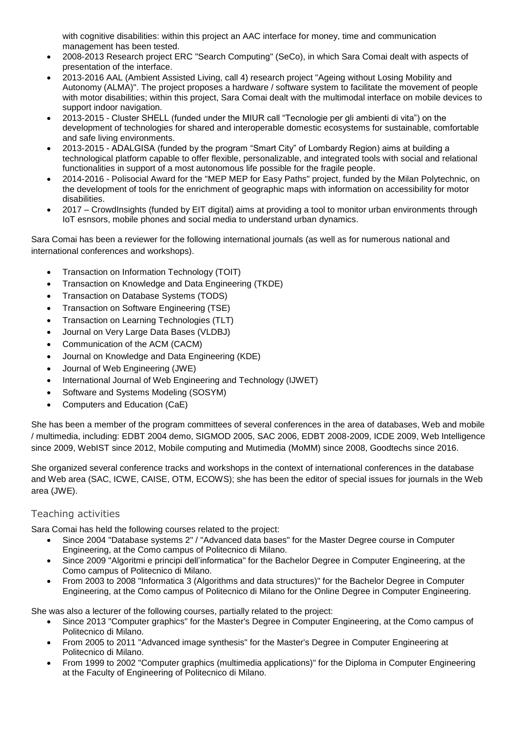with cognitive disabilities: within this project an AAC interface for money, time and communication management has been tested.

- 2008-2013 Research project ERC "Search Computing" (SeCo), in which Sara Comai dealt with aspects of presentation of the interface.
- 2013-2016 AAL (Ambient Assisted Living, call 4) research project "Ageing without Losing Mobility and Autonomy (ALMA)". The project proposes a hardware / software system to facilitate the movement of people with motor disabilities; within this project, Sara Comai dealt with the multimodal interface on mobile devices to support indoor navigation.
- 2013-2015 - Cluster SHELL (funded under the MIUR call "Tecnologie per gli ambienti di vita") on the development of technologies for shared and interoperable domestic ecosystems for sustainable, comfortable and safe living environments.
- 2013-2015 - ADALGISA (funded by the program "Smart City" of Lombardy Region) aims at building a technological platform capable to offer flexible, personalizable, and integrated tools with social and relational functionalities in support of a most autonomous life possible for the fragile people.
- 2014-2016 - Polisocial Award for the "MEP MEP for Easy Paths" project, funded by the Milan Polytechnic, on the development of tools for the enrichment of geographic maps with information on accessibility for motor disabilities.
- 2017 – CrowdInsights (funded by EIT digital) aims at providing a tool to monitor urban environments through IoT esnsors, mobile phones and social media to understand urban dynamics.

Sara Comai has been a reviewer for the following international journals (as well as for numerous national and international conferences and workshops).

- Transaction on Information Technology (TOIT)
- Transaction on Knowledge and Data Engineering (TKDE)
- Transaction on Database Systems (TODS)
- Transaction on Software Engineering (TSE)
- Transaction on Learning Technologies (TLT)
- Journal on Very Large Data Bases (VLDBJ)
- Communication of the ACM (CACM)
- Journal on Knowledge and Data Engineering (KDE)
- Journal of Web Engineering (JWE)
- International Journal of Web Engineering and Technology (IJWET)
- Software and Systems Modeling (SOSYM)
- Computers and Education (CaE)

She has been a member of the program committees of several conferences in the area of databases, Web and mobile / multimedia, including: EDBT 2004 demo, SIGMOD 2005, SAC 2006, EDBT 2008-2009, ICDE 2009, Web Intelligence since 2009, WebIST since 2012, Mobile computing and Mutimedia (MoMM) since 2008, Goodtechs since 2016.

She organized several conference tracks and workshops in the context of international conferences in the database and Web area (SAC, ICWE, CAISE, OTM, ECOWS); she has been the editor of special issues for journals in the Web area (JWE).

## Teaching activities

Sara Comai has held the following courses related to the project:

- Since 2004 "Database systems 2" / "Advanced data bases" for the Master Degree course in Computer Engineering, at the Como campus of Politecnico di Milano.
- Since 2009 "Algoritmi e principi dell'informatica" for the Bachelor Degree in Computer Engineering, at the Como campus of Politecnico di Milano.
- From 2003 to 2008 "Informatica 3 (Algorithms and data structures)" for the Bachelor Degree in Computer Engineering, at the Como campus of Politecnico di Milano for the Online Degree in Computer Engineering.

She was also a lecturer of the following courses, partially related to the project:

- Since 2013 "Computer graphics" for the Master's Degree in Computer Engineering, at the Como campus of Politecnico di Milano.
- From 2005 to 2011 "Advanced image synthesis" for the Master's Degree in Computer Engineering at Politecnico di Milano.
- From 1999 to 2002 "Computer graphics (multimedia applications)" for the Diploma in Computer Engineering at the Faculty of Engineering of Politecnico di Milano.